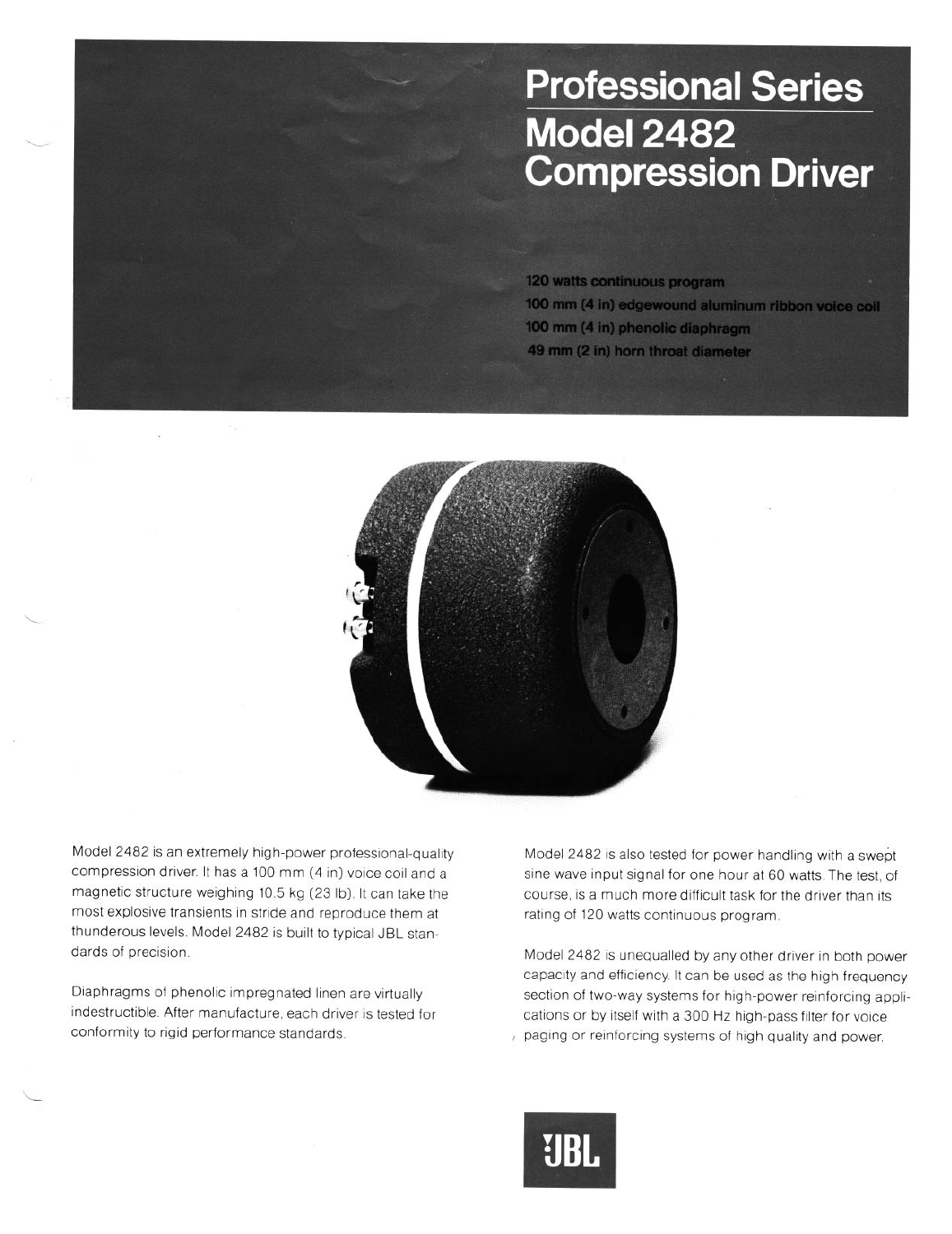# Professional Series

## Model 2482 Compression Driver

120 watts continuous program
100 mm (4 in) edgewound aluminum ribbon voice coil
100 mm (4 in) phenolic diaphragm
49 mm (2 in) horn throat diameter

Model 2482 is an extremely high-power professional-quality compression driver. It has a 100 mm (4 in) voice coil and a magnetic structure weighing 10.5 kg (23 lb). It can take the most explosive transients in stride and reproduce them at thunderous levels. Model 2482 is built to typical JBL standards of precision.

Diaphragms of phenolic impregnated linen are virtually indestructible. After manufacture, each driver is tested for conformity to rigid performance standards.

Model 2482 is also tested for power handling with a swept sine wave input signal for one hour at 60 watts. The test, of course, is a much more difficult task for the driver than its rating of 120 watts continuous program.

Model 2482 is unequalled by any other driver in both power capacity and efficiency. It can be used as the high frequency section of two-way systems for high-power reinforcing applications or by itself with a 300 Hz high-pass filter for voice paging or reinforcing systems of high quality and power.

JBL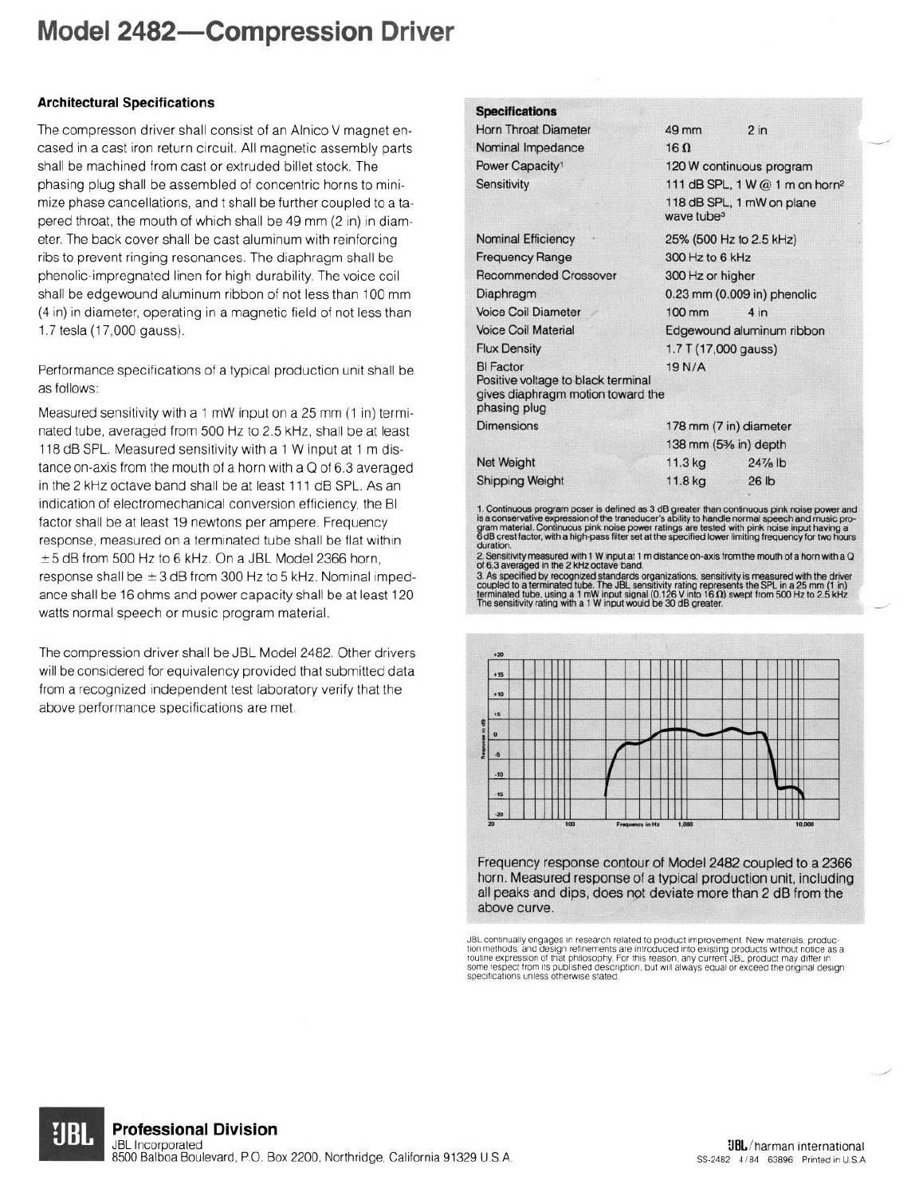# Model 2482—Compression Driver

### Architectural Specifications

The compresson driver shall consist of an Alnico V magnet encased in a cast iron return circuit. All magnetic assembly parts shall be machined from cast or extruded billet stock. The phasing plug shall be assembled of concentric horns to minimize phase cancellations, and t shall be further coupled to a tapered throat, the mouth of which shall be 49 mm (2 in) in diameter. The back cover shall be cast aluminum with reinforcing ribs to prevent ringing resonances. The diaphragm shall be phenolic-impregnated linen for high durability. The voice coil shall be edgewound aluminum ribbon of not less than 100 mm (4 in) in diameter, operating in a magnetic field of not less than 1.7 tesla (17,000 gauss).

Performance specifications of a typical production unit shall be as follows:

Measured sensitivity with a 1 mW input on a 25 mm (1 in) terminated tube, averaged from 500 Hz to 2.5 kHz, shall be at least 118 dB SPL. Measured sensitivity with a 1 W input at 1 m distance on-axis from the mouth of a horn with a Q of 6.3 averaged in the 2 kHz octave band shall be at least 111 dB SPL. As an indication of electromechanical conversion efficiency, the Bl factor shall be at least 19 newtons per ampere. Frequency response, measured on a terminated tube shall be flat within ±5 dB from 500 Hz to 6 kHz. On a JBL Model 2366 horn, response shall be ±3 dB from 300 Hz to 5 kHz. Nominal impedance shall be 16 ohms and power capacity shall be at least 120 watts normal speech or music program material.

The compression driver shall be JBL Model 2482. Other drivers will be considered for equivalency provided that submitted data from a recognized independent test laboratory verify that the above performance specifications are met.

### Specifications

| | | |
|---|---|---|
| Horn Throat Diameter | 49 mm | 2 in |
| Nominal Impedance | 16 Ω | |
| Power Capacity[1] | 120 W continuous program | |
| Sensitivity | 111 dB SPL, 1 W @ 1 m on horn[2] | |
| | 118 dB SPL, 1 mW on plane wave tube[3] | |
| Nominal Efficiency | 25% (500 Hz to 2.5 kHz) | |
| Frequency Range | 300 Hz to 6 kHz | |
| Recommended Crossover | 300 Hz or higher | |
| Diaphragm | 0.23 mm (0.009 in) phenolic | |
| Voice Coil Diameter | 100 mm | 4 in |
| Voice Coil Material | Edgewound aluminum ribbon | |
| Flux Density | 1.7 T (17,000 gauss) | |
| Bl Factor | 19 N/A | |
| Positive voltage to black terminal gives diaphragm motion toward the phasing plug | | |
| Dimensions | 178 mm (7 in) diameter | |
| | 138 mm (5⅜ in) depth | |
| Net Weight | 11.3 kg | 24⅞ lb |
| Shipping Weight | 11.8 kg | 26 lb |

1. Continuous program poser is defined as 3 dB greater than continuous pink noise power and is a conservative expression of the transducer's ability to handle normal speech and music program material. Continuous pink noise power ratings are tested with pink noise input having a 6 dB crest factor, with a high-pass filter set at the specified lower limiting frequency for two hours duration.
2. Sensitivity measured with 1 W input at 1 m distance on-axis from the mouth of a horn with a Q of 6.3 averaged in the 2 kHz octave band.
3. As specified by recognized standards organizations, sensitivity is measured with the driver coupled to a terminated tube. The JBL sensitivity rating represents the SPL in a 25 mm (1 in) terminated tube, using a 1 mW input signal (0.126 V into 16 Ω) swept from 500 Hz to 2.5 kHz. The sensitivity rating with a 1 W input would be 30 dB greater.

+20
+15
+10
+5
0
-5
-10
-15
-20
Response in dB
20
100
Frequency in Hz
1,000
10,000

Frequency response contour of Model 2482 coupled to a 2366 horn. Measured response of a typical production unit, including all peaks and dips, does not deviate more than 2 dB from the above curve.

JBL continually engages in research related to product improvement. New materials, production methods, and design refinements are introduced into existing products without notice as a routine expression of that philosophy. For this reason, any current JBL product may differ in some respect from its published description, but will always equal or exceed the original design specifications unless otherwise stated.

**JBL Professional Division**
JBL Incorporated
8500 Balboa Boulevard, P.O. Box 2200, Northridge, California 91329 U.S.A.

JBL / harman international
SS-2482 4/84 63896 Printed in U.S.A.